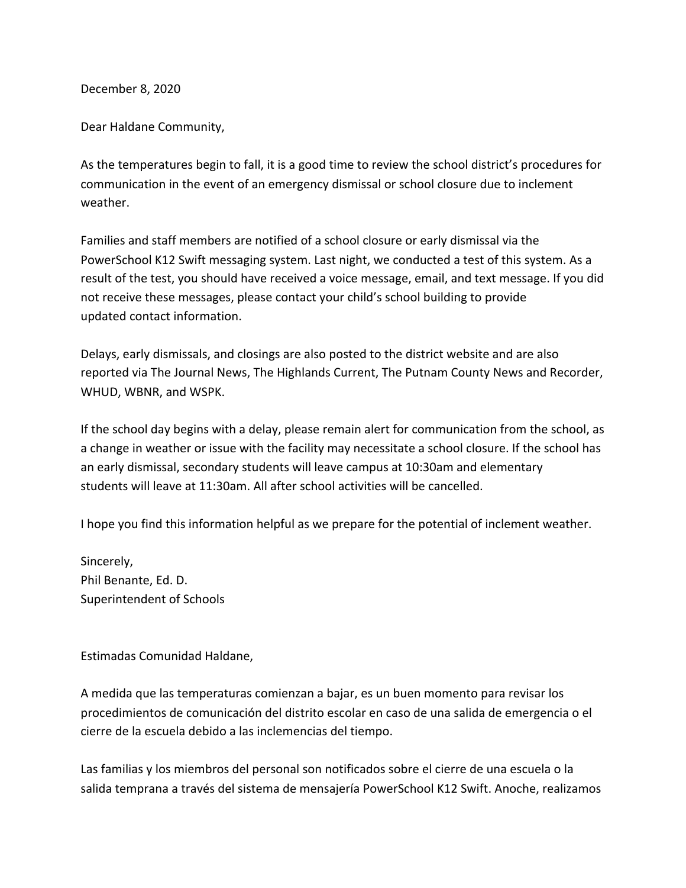December 8, 2020

Dear Haldane Community,

As the temperatures begin to fall, it is a good time to review the school district's procedures for communication in the event of an emergency dismissal or school closure due to inclement weather.

Families and staff members are notified of a school closure or early dismissal via the PowerSchool K12 Swift messaging system. Last night, we conducted a test of this system. As a result of the test, you should have received a voice message, email, and text message. If you did not receive these messages, please contact your child's school building to provide updated contact information.

Delays, early dismissals, and closings are also posted to the district website and are also reported via The Journal News, The Highlands Current, The Putnam County News and Recorder, WHUD, WBNR, and WSPK.

If the school day begins with a delay, please remain alert for communication from the school, as a change in weather or issue with the facility may necessitate a school closure. If the school has an early dismissal, secondary students will leave campus at 10:30am and elementary students will leave at 11:30am. All after school activities will be cancelled.

I hope you find this information helpful as we prepare for the potential of inclement weather.

Sincerely,
Phil Benante, Ed. D.
Superintendent of Schools

Estimadas Comunidad Haldane,

A medida que las temperaturas comienzan a bajar, es un buen momento para revisar los procedimientos de comunicación del distrito escolar en caso de una salida de emergencia o el cierre de la escuela debido a las inclemencias del tiempo.

Las familias y los miembros del personal son notificados sobre el cierre de una escuela o la salida temprana a través del sistema de mensajería PowerSchool K12 Swift. Anoche, realizamos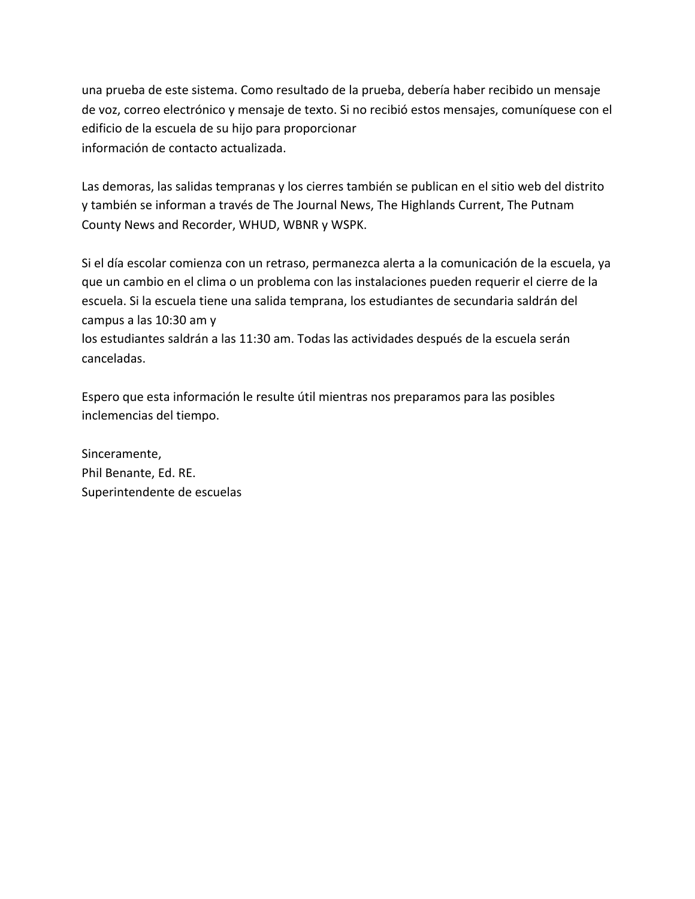una prueba de este sistema. Como resultado de la prueba, debería haber recibido un mensaje de voz, correo electrónico y mensaje de texto. Si no recibió estos mensajes, comuníquese con el edificio de la escuela de su hijo para proporcionar
información de contacto actualizada.

Las demoras, las salidas tempranas y los cierres también se publican en el sitio web del distrito y también se informan a través de The Journal News, The Highlands Current, The Putnam County News and Recorder, WHUD, WBNR y WSPK.

Si el día escolar comienza con un retraso, permanezca alerta a la comunicación de la escuela, ya que un cambio en el clima o un problema con las instalaciones pueden requerir el cierre de la escuela. Si la escuela tiene una salida temprana, los estudiantes de secundaria saldrán del campus a las 10:30 am y
los estudiantes saldrán a las 11:30 am. Todas las actividades después de la escuela serán canceladas.

Espero que esta información le resulte útil mientras nos preparamos para las posibles inclemencias del tiempo.

Sinceramente,
Phil Benante, Ed. RE.
Superintendente de escuelas